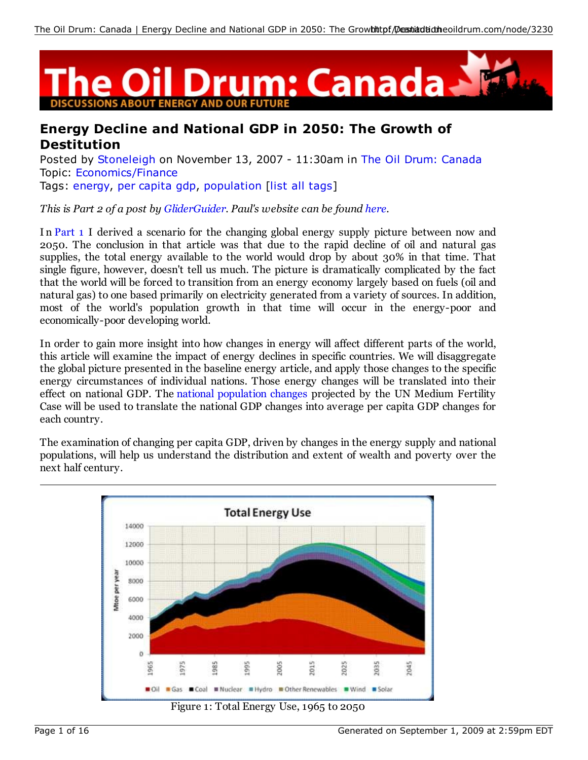# Energy Decline and National GDP in 2050: The Growth of Destitution

Posted by Stoneleigh on November 13, 2007 - 11:30am in The Oil Drum: Canada
Topic: Economics/Finance
Tags: energy, per capita gdp, population [list all tags]

*This is Part 2 of a post by GliderGuider. Paul's website can be found here.*

In Part 1 I derived a scenario for the changing global energy supply picture between now and 2050. The conclusion in that article was that due to the rapid decline of oil and natural gas supplies, the total energy available to the world would drop by about 30% in that time. That single figure, however, doesn't tell us much. The picture is dramatically complicated by the fact that the world will be forced to transition from an energy economy largely based on fuels (oil and natural gas) to one based primarily on electricity generated from a variety of sources. In addition, most of the world's population growth in that time will occur in the energy-poor and economically-poor developing world.

In order to gain more insight into how changes in energy will affect different parts of the world, this article will examine the impact of energy declines in specific countries. We will disaggregate the global picture presented in the baseline energy article, and apply those changes to the specific energy circumstances of individual nations. Those energy changes will be translated into their effect on national GDP. The national population changes projected by the UN Medium Fertility Case will be used to translate the national GDP changes into average per capita GDP changes for each country.

The examination of changing per capita GDP, driven by changes in the energy supply and national populations, will help us understand the distribution and extent of wealth and poverty over the next half century.

---

Figure 1: Total Energy Use, 1965 to 2050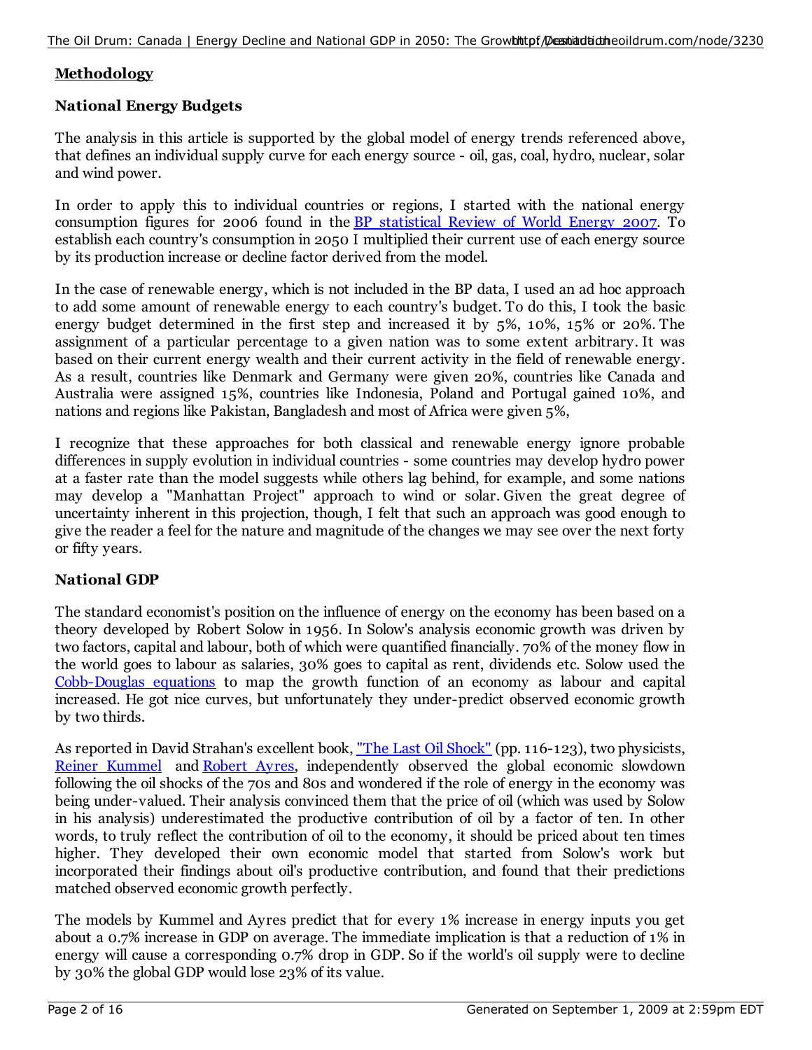## Methodology

### National Energy Budgets

The analysis in this article is supported by the global model of energy trends referenced above, that defines an individual supply curve for each energy source - oil, gas, coal, hydro, nuclear, solar and wind power.

In order to apply this to individual countries or regions, I started with the national energy consumption figures for 2006 found in the BP statistical Review of World Energy 2007. To establish each country's consumption in 2050 I multiplied their current use of each energy source by its production increase or decline factor derived from the model.

In the case of renewable energy, which is not included in the BP data, I used an ad hoc approach to add some amount of renewable energy to each country's budget. To do this, I took the basic energy budget determined in the first step and increased it by 5%, 10%, 15% or 20%. The assignment of a particular percentage to a given nation was to some extent arbitrary. It was based on their current energy wealth and their current activity in the field of renewable energy. As a result, countries like Denmark and Germany were given 20%, countries like Canada and Australia were assigned 15%, countries like Indonesia, Poland and Portugal gained 10%, and nations and regions like Pakistan, Bangladesh and most of Africa were given 5%,

I recognize that these approaches for both classical and renewable energy ignore probable differences in supply evolution in individual countries - some countries may develop hydro power at a faster rate than the model suggests while others lag behind, for example, and some nations may develop a "Manhattan Project" approach to wind or solar. Given the great degree of uncertainty inherent in this projection, though, I felt that such an approach was good enough to give the reader a feel for the nature and magnitude of the changes we may see over the next forty or fifty years.

### National GDP

The standard economist's position on the influence of energy on the economy has been based on a theory developed by Robert Solow in 1956. In Solow's analysis economic growth was driven by two factors, capital and labour, both of which were quantified financially. 70% of the money flow in the world goes to labour as salaries, 30% goes to capital as rent, dividends etc. Solow used the Cobb-Douglas equations to map the growth function of an economy as labour and capital increased. He got nice curves, but unfortunately they under-predict observed economic growth by two thirds.

As reported in David Strahan's excellent book, "The Last Oil Shock" (pp. 116-123), two physicists, Reiner Kummel and Robert Ayres, independently observed the global economic slowdown following the oil shocks of the 70s and 80s and wondered if the role of energy in the economy was being under-valued. Their analysis convinced them that the price of oil (which was used by Solow in his analysis) underestimated the productive contribution of oil by a factor of ten. In other words, to truly reflect the contribution of oil to the economy, it should be priced about ten times higher. They developed their own economic model that started from Solow's work but incorporated their findings about oil's productive contribution, and found that their predictions matched observed economic growth perfectly.

The models by Kummel and Ayres predict that for every 1% increase in energy inputs you get about a 0.7% increase in GDP on average. The immediate implication is that a reduction of 1% in energy will cause a corresponding 0.7% drop in GDP. So if the world's oil supply were to decline by 30% the global GDP would lose 23% of its value.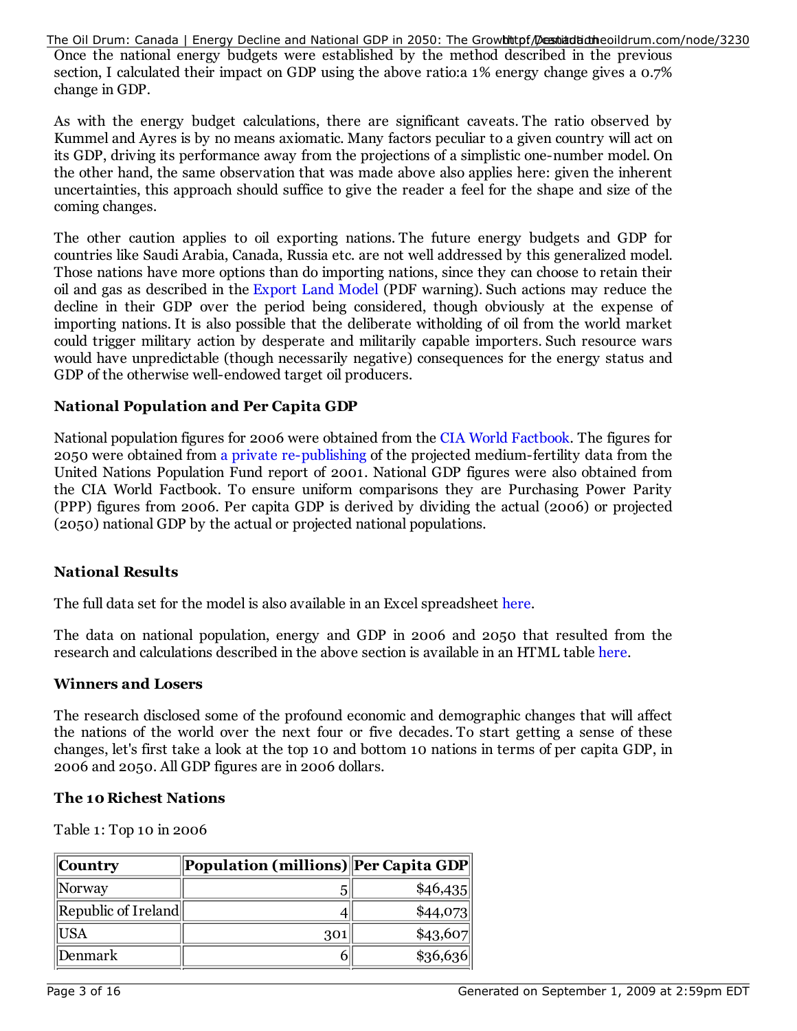Once the national energy budgets were established by the method described in the previous section, I calculated their impact on GDP using the above ratio:a 1% energy change gives a 0.7% change in GDP.

As with the energy budget calculations, there are significant caveats. The ratio observed by Kummel and Ayres is by no means axiomatic. Many factors peculiar to a given country will act on its GDP, driving its performance away from the projections of a simplistic one-number model. On the other hand, the same observation that was made above also applies here: given the inherent uncertainties, this approach should suffice to give the reader a feel for the shape and size of the coming changes.

The other caution applies to oil exporting nations. The future energy budgets and GDP for countries like Saudi Arabia, Canada, Russia etc. are not well addressed by this generalized model. Those nations have more options than do importing nations, since they can choose to retain their oil and gas as described in the Export Land Model (PDF warning). Such actions may reduce the decline in their GDP over the period being considered, though obviously at the expense of importing nations. It is also possible that the deliberate witholding of oil from the world market could trigger military action by desperate and militarily capable importers. Such resource wars would have unpredictable (though necessarily negative) consequences for the energy status and GDP of the otherwise well-endowed target oil producers.

### National Population and Per Capita GDP

National population figures for 2006 were obtained from the CIA World Factbook. The figures for 2050 were obtained from a private re-publishing of the projected medium-fertility data from the United Nations Population Fund report of 2001. National GDP figures were also obtained from the CIA World Factbook. To ensure uniform comparisons they are Purchasing Power Parity (PPP) figures from 2006. Per capita GDP is derived by dividing the actual (2006) or projected (2050) national GDP by the actual or projected national populations.

### National Results

The full data set for the model is also available in an Excel spreadsheet here.

The data on national population, energy and GDP in 2006 and 2050 that resulted from the research and calculations described in the above section is available in an HTML table here.

### Winners and Losers

The research disclosed some of the profound economic and demographic changes that will affect the nations of the world over the next four or five decades. To start getting a sense of these changes, let's first take a look at the top 10 and bottom 10 nations in terms of per capita GDP, in 2006 and 2050. All GDP figures are in 2006 dollars.

### The 10 Richest Nations

Table 1: Top 10 in 2006

| Country | Population (millions) | Per Capita GDP |
|---|---|---|
| Norway | 5 | $46,435 |
| Republic of Ireland | 4 | $44,073 |
| USA | 301 | $43,607 |
| Denmark | 6 | $36,636 |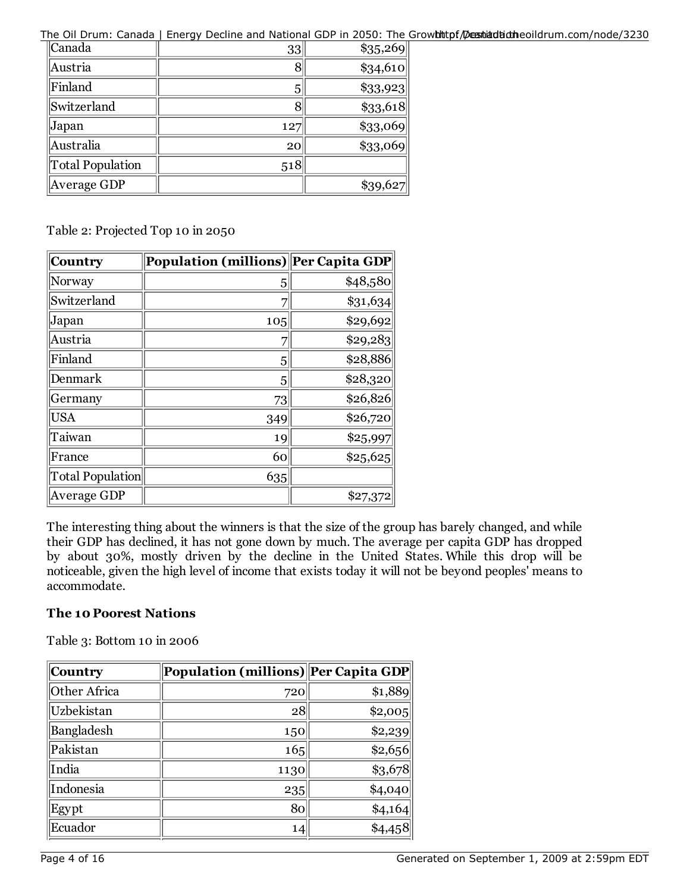| | | |
|---|---|---|
| Canada | 33 | $35,269 |
| Austria | 8 | $34,610 |
| Finland | 5 | $33,923 |
| Switzerland | 8 | $33,618 |
| Japan | 127 | $33,069 |
| Australia | 20 | $33,069 |
| Total Population | 518 | |
| Average GDP | | $39,627 |

Table 2: Projected Top 10 in 2050

| Country | Population (millions) | Per Capita GDP |
|---|---|---|
| Norway | 5 | $48,580 |
| Switzerland | 7 | $31,634 |
| Japan | 105 | $29,692 |
| Austria | 7 | $29,283 |
| Finland | 5 | $28,886 |
| Denmark | 5 | $28,320 |
| Germany | 73 | $26,826 |
| USA | 349 | $26,720 |
| Taiwan | 19 | $25,997 |
| France | 60 | $25,625 |
| Total Population | 635 | |
| Average GDP | | $27,372 |

The interesting thing about the winners is that the size of the group has barely changed, and while their GDP has declined, it has not gone down by much. The average per capita GDP has dropped by about 30%, mostly driven by the decline in the United States. While this drop will be noticeable, given the high level of income that exists today it will not be beyond peoples' means to accommodate.

**The 10 Poorest Nations**

Table 3: Bottom 10 in 2006

| Country | Population (millions) | Per Capita GDP |
|---|---|---|
| Other Africa | 720 | $1,889 |
| Uzbekistan | 28 | $2,005 |
| Bangladesh | 150 | $2,239 |
| Pakistan | 165 | $2,656 |
| India | 1130 | $3,678 |
| Indonesia | 235 | $4,040 |
| Egypt | 80 | $4,164 |
| Ecuador | 14 | $4,458 |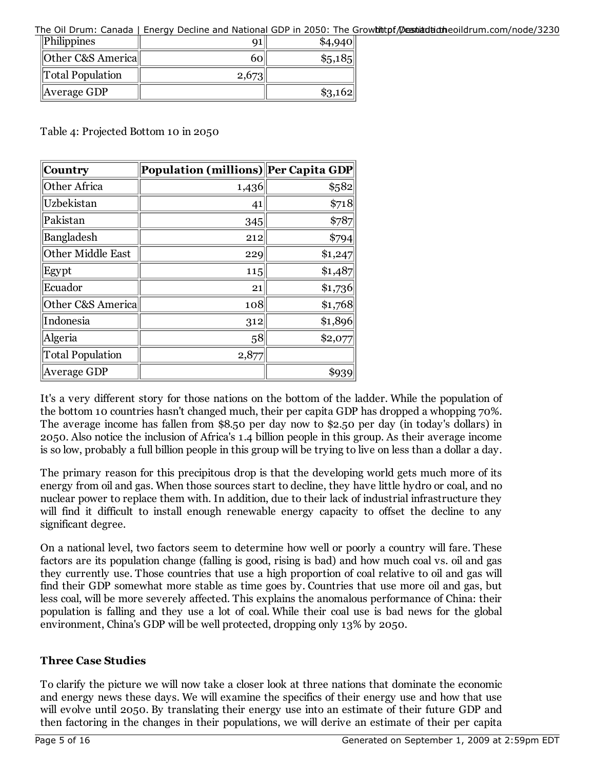| | | |
|---|---|---|
| Philippines | 91 | $4,940 |
| Other C&S America | 60 | $5,185 |
| Total Population | 2,673 | |
| Average GDP | | $3,162 |

Table 4: Projected Bottom 10 in 2050

| Country | Population (millions) | Per Capita GDP |
|---|---|---|
| Other Africa | 1,436 | $582 |
| Uzbekistan | 41 | $718 |
| Pakistan | 345 | $787 |
| Bangladesh | 212 | $794 |
| Other Middle East | 229 | $1,247 |
| Egypt | 115 | $1,487 |
| Ecuador | 21 | $1,736 |
| Other C&S America | 108 | $1,768 |
| Indonesia | 312 | $1,896 |
| Algeria | 58 | $2,077 |
| Total Population | 2,877 | |
| Average GDP | | $939 |

It's a very different story for those nations on the bottom of the ladder. While the population of the bottom 10 countries hasn't changed much, their per capita GDP has dropped a whopping 70%. The average income has fallen from $8.50 per day now to $2.50 per day (in today's dollars) in 2050. Also notice the inclusion of Africa's 1.4 billion people in this group. As their average income is so low, probably a full billion people in this group will be trying to live on less than a dollar a day.

The primary reason for this precipitous drop is that the developing world gets much more of its energy from oil and gas. When those sources start to decline, they have little hydro or coal, and no nuclear power to replace them with. In addition, due to their lack of industrial infrastructure they will find it difficult to install enough renewable energy capacity to offset the decline to any significant degree.

On a national level, two factors seem to determine how well or poorly a country will fare. These factors are its population change (falling is good, rising is bad) and how much coal vs. oil and gas they currently use. Those countries that use a high proportion of coal relative to oil and gas will find their GDP somewhat more stable as time goes by. Countries that use more oil and gas, but less coal, will be more severely affected. This explains the anomalous performance of China: their population is falling and they use a lot of coal. While their coal use is bad news for the global environment, China's GDP will be well protected, dropping only 13% by 2050.

### Three Case Studies

To clarify the picture we will now take a closer look at three nations that dominate the economic and energy news these days. We will examine the specifics of their energy use and how that use will evolve until 2050. By translating their energy use into an estimate of their future GDP and then factoring in the changes in their populations, we will derive an estimate of their per capita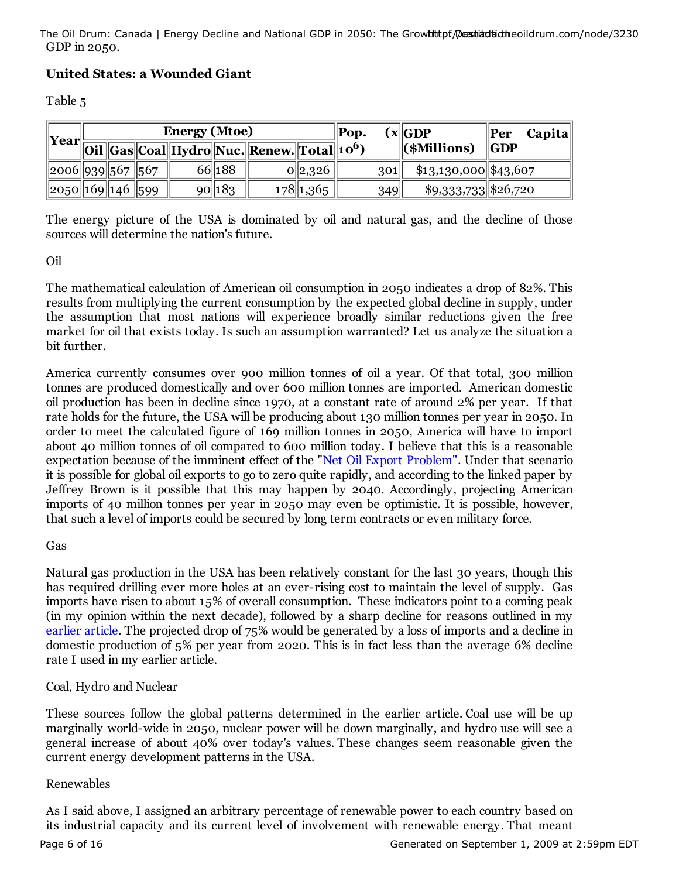GDP in 2050.

**United States: a Wounded Giant**

Table 5

| Year | Energy (Mtoe) | | | | | | | Pop. ($x 10^6$) | GDP ($Millions) | Per Capita GDP |
|---|---|---|---|---|---|---|---|---|---|---|
| | Oil | Gas | Coal | Hydro | Nuc. | Renew. | Total | | | |
| 2006 | 939 | 567 | 567 | 66 | 188 | 0 | 2,326 | 301 | $13,130,000 | $43,607 |
| 2050 | 169 | 146 | 599 | 90 | 183 | 178 | 1,365 | 349 | $9,333,733 | $26,720 |

The energy picture of the USA is dominated by oil and natural gas, and the decline of those sources will determine the nation's future.

Oil

The mathematical calculation of American oil consumption in 2050 indicates a drop of 82%. This results from multiplying the current consumption by the expected global decline in supply, under the assumption that most nations will experience broadly similar reductions given the free market for oil that exists today. Is such an assumption warranted? Let us analyze the situation a bit further.

America currently consumes over 900 million tonnes of oil a year. Of that total, 300 million tonnes are produced domestically and over 600 million tonnes are imported. American domestic oil production has been in decline since 1970, at a constant rate of around 2% per year. If that rate holds for the future, the USA will be producing about 130 million tonnes per year in 2050. In order to meet the calculated figure of 169 million tonnes in 2050, America will have to import about 40 million tonnes of oil compared to 600 million today. I believe that this is a reasonable expectation because of the imminent effect of the "Net Oil Export Problem". Under that scenario it is possible for global oil exports to go to zero quite rapidly, and according to the linked paper by Jeffrey Brown is it possible that this may happen by 2040. Accordingly, projecting American imports of 40 million tonnes per year in 2050 may even be optimistic. It is possible, however, that such a level of imports could be secured by long term contracts or even military force.

Gas

Natural gas production in the USA has been relatively constant for the last 30 years, though this has required drilling ever more holes at an ever-rising cost to maintain the level of supply. Gas imports have risen to about 15% of overall consumption. These indicators point to a coming peak (in my opinion within the next decade), followed by a sharp decline for reasons outlined in my earlier article. The projected drop of 75% would be generated by a loss of imports and a decline in domestic production of 5% per year from 2020. This is in fact less than the average 6% decline rate I used in my earlier article.

Coal, Hydro and Nuclear

These sources follow the global patterns determined in the earlier article. Coal use will be up marginally world-wide in 2050, nuclear power will be down marginally, and hydro use will see a general increase of about 40% over today's values. These changes seem reasonable given the current energy development patterns in the USA.

Renewables

As I said above, I assigned an arbitrary percentage of renewable power to each country based on its industrial capacity and its current level of involvement with renewable energy. That meant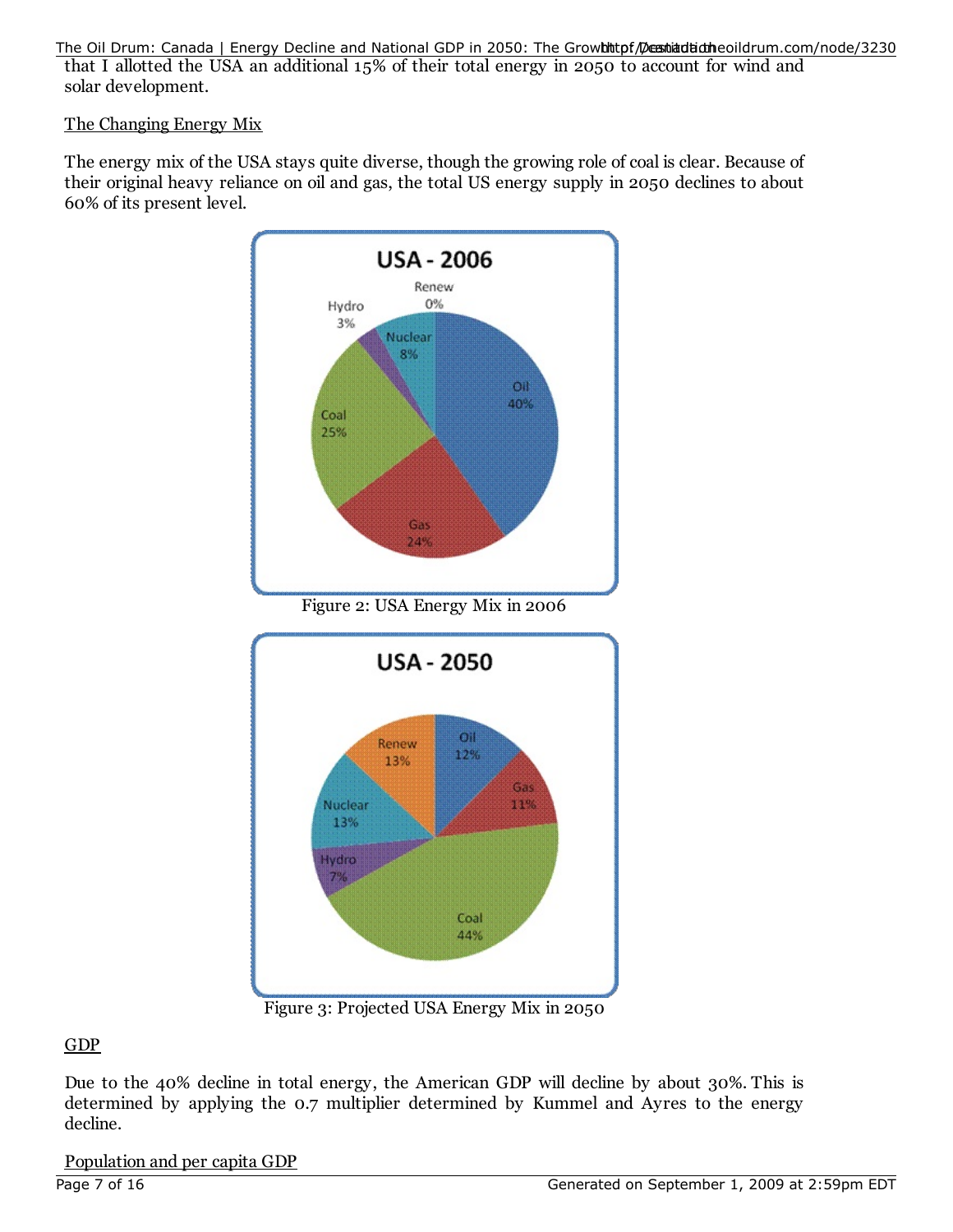that I allotted the USA an additional 15% of their total energy in 2050 to account for wind and solar development.

## The Changing Energy Mix

The energy mix of the USA stays quite diverse, though the growing role of coal is clear. Because of their original heavy reliance on oil and gas, the total US energy supply in 2050 declines to about 60% of its present level.

Figure 2: USA Energy Mix in 2006

Figure 3: Projected USA Energy Mix in 2050

## GDP

Due to the 40% decline in total energy, the American GDP will decline by about 30%. This is determined by applying the 0.7 multiplier determined by Kummel and Ayres to the energy decline.

## Population and per capita GDP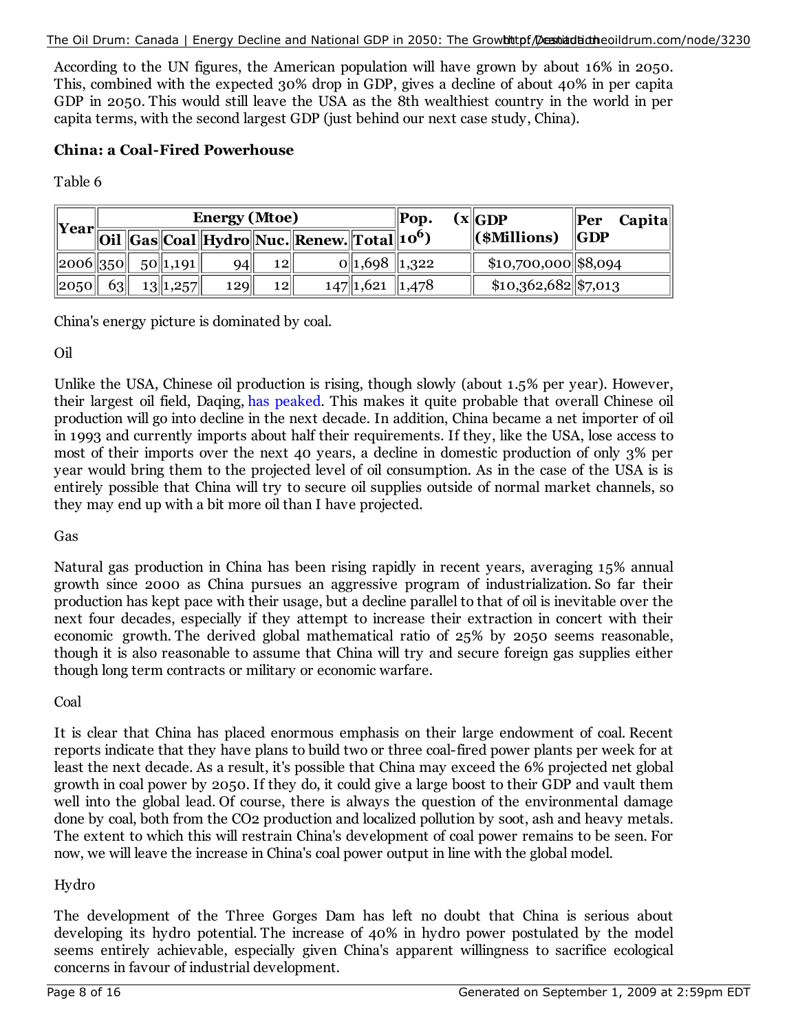According to the UN figures, the American population will have grown by about 16% in 2050. This, combined with the expected 30% drop in GDP, gives a decline of about 40% in per capita GDP in 2050. This would still leave the USA as the 8th wealthiest country in the world in per capita terms, with the second largest GDP (just behind our next case study, China).

**China: a Coal-Fired Powerhouse**

Table 6

| Year | Energy (Mtoe) | | | | | | | Pop. (x $10^6$) | GDP ($Millions) | Per Capita GDP |
|---|---|---|---|---|---|---|---|---|---|---|
| | Oil | Gas | Coal | Hydro | Nuc. | Renew. | Total | | | |
| 2006 | 350 | 50 | 1,191 | 94 | 12 | 0 | 1,698 | 1,322 | $10,700,000 | $8,094 |
| 2050 | 63 | 13 | 1,257 | 129 | 12 | 147 | 1,621 | 1,478 | $10,362,682 | $7,013 |

China's energy picture is dominated by coal.

Oil

Unlike the USA, Chinese oil production is rising, though slowly (about 1.5% per year). However, their largest oil field, Daqing, has peaked. This makes it quite probable that overall Chinese oil production will go into decline in the next decade. In addition, China became a net importer of oil in 1993 and currently imports about half their requirements. If they, like the USA, lose access to most of their imports over the next 40 years, a decline in domestic production of only 3% per year would bring them to the projected level of oil consumption. As in the case of the USA is is entirely possible that China will try to secure oil supplies outside of normal market channels, so they may end up with a bit more oil than I have projected.

Gas

Natural gas production in China has been rising rapidly in recent years, averaging 15% annual growth since 2000 as China pursues an aggressive program of industrialization. So far their production has kept pace with their usage, but a decline parallel to that of oil is inevitable over the next four decades, especially if they attempt to increase their extraction in concert with their economic growth. The derived global mathematical ratio of 25% by 2050 seems reasonable, though it is also reasonable to assume that China will try and secure foreign gas supplies either though long term contracts or military or economic warfare.

Coal

It is clear that China has placed enormous emphasis on their large endowment of coal. Recent reports indicate that they have plans to build two or three coal-fired power plants per week for at least the next decade. As a result, it's possible that China may exceed the 6% projected net global growth in coal power by 2050. If they do, it could give a large boost to their GDP and vault them well into the global lead. Of course, there is always the question of the environmental damage done by coal, both from the $CO_2$ production and localized pollution by soot, ash and heavy metals. The extent to which this will restrain China's development of coal power remains to be seen. For now, we will leave the increase in China's coal power output in line with the global model.

Hydro

The development of the Three Gorges Dam has left no doubt that China is serious about developing its hydro potential. The increase of 40% in hydro power postulated by the model seems entirely achievable, especially given China's apparent willingness to sacrifice ecological concerns in favour of industrial development.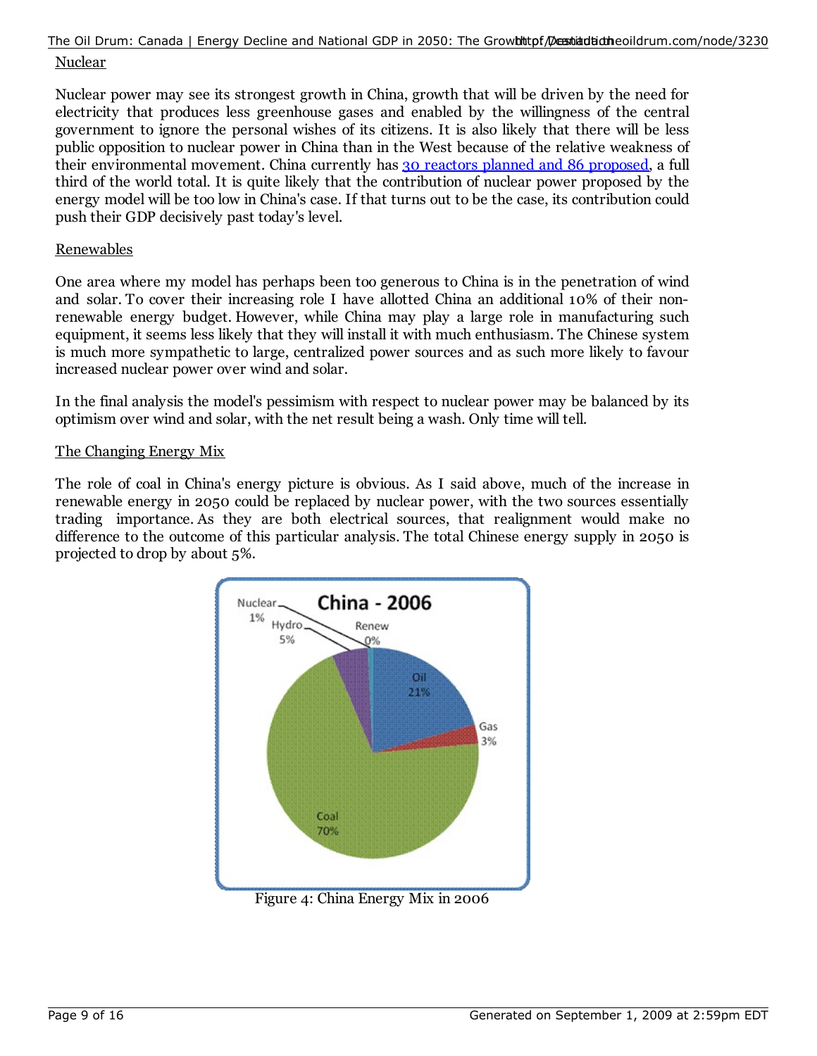## Nuclear

Nuclear power may see its strongest growth in China, growth that will be driven by the need for electricity that produces less greenhouse gases and enabled by the willingness of the central government to ignore the personal wishes of its citizens. It is also likely that there will be less public opposition to nuclear power in China than in the West because of the relative weakness of their environmental movement. China currently has 30 reactors planned and 86 proposed, a full third of the world total. It is quite likely that the contribution of nuclear power proposed by the energy model will be too low in China's case. If that turns out to be the case, its contribution could push their GDP decisively past today's level.

## Renewables

One area where my model has perhaps been too generous to China is in the penetration of wind and solar. To cover their increasing role I have allotted China an additional 10% of their non-renewable energy budget. However, while China may play a large role in manufacturing such equipment, it seems less likely that they will install it with much enthusiasm. The Chinese system is much more sympathetic to large, centralized power sources and as such more likely to favour increased nuclear power over wind and solar.

In the final analysis the model's pessimism with respect to nuclear power may be balanced by its optimism over wind and solar, with the net result being a wash. Only time will tell.

## The Changing Energy Mix

The role of coal in China's energy picture is obvious. As I said above, much of the increase in renewable energy in 2050 could be replaced by nuclear power, with the two sources essentially trading importance. As they are both electrical sources, that realignment would make no difference to the outcome of this particular analysis. The total Chinese energy supply in 2050 is projected to drop by about 5%.

Figure 4: China Energy Mix in 2006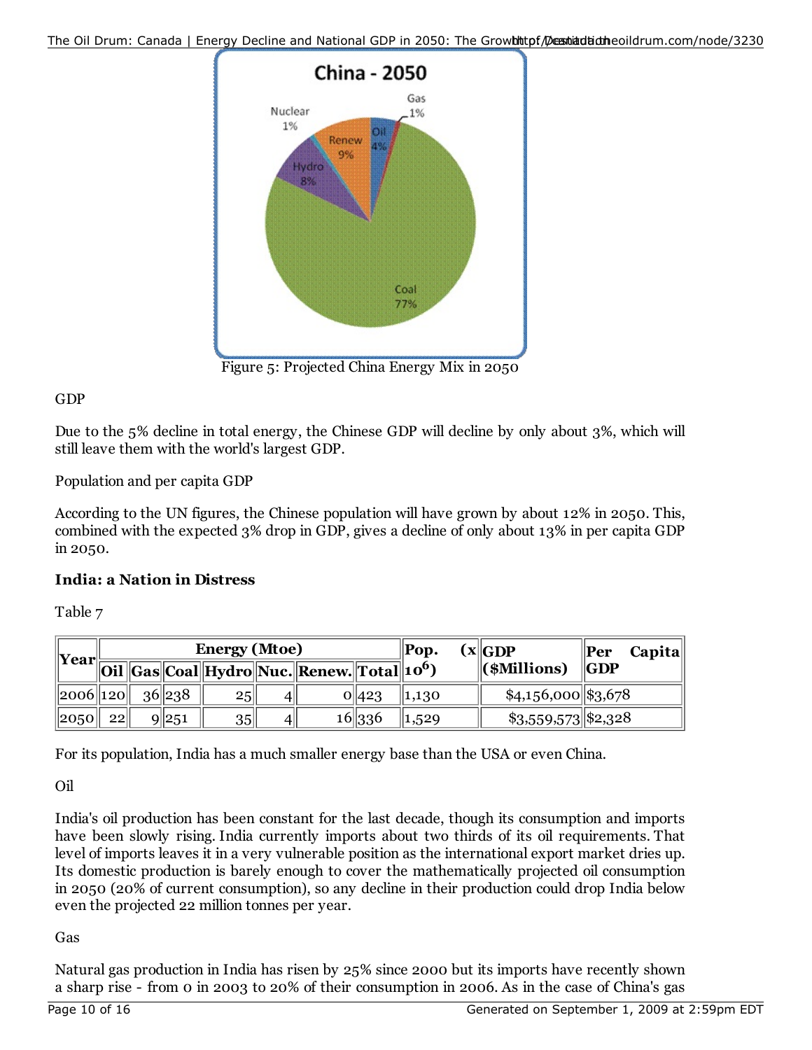Figure 5: Projected China Energy Mix in 2050

GDP

Due to the 5% decline in total energy, the Chinese GDP will decline by only about 3%, which will still leave them with the world's largest GDP.

Population and per capita GDP

According to the UN figures, the Chinese population will have grown by about 12% in 2050. This, combined with the expected 3% drop in GDP, gives a decline of only about 13% in per capita GDP in 2050.

**India: a Nation in Distress**

Table 7

| Year | Energy (Mtoe) | | | | | | | Pop. (x $10^6$) | GDP ($Millions) | Per Capita GDP |
|---|---|---|---|---|---|---|---|---|---|---|
| | Oil | Gas | Coal | Hydro | Nuc. | Renew. | Total | | | |
| 2006 | 120 | 36 | 238 | 25 | 4 | 0 | 423 | 1,130 | $4,156,000 | $3,678 |
| 2050 | 22 | 9 | 251 | 35 | 4 | 16 | 336 | 1,529 | $3,559,573 | $2,328 |

For its population, India has a much smaller energy base than the USA or even China.

Oil

India's oil production has been constant for the last decade, though its consumption and imports have been slowly rising. India currently imports about two thirds of its oil requirements. That level of imports leaves it in a very vulnerable position as the international export market dries up. Its domestic production is barely enough to cover the mathematically projected oil consumption in 2050 (20% of current consumption), so any decline in their production could drop India below even the projected 22 million tonnes per year.

Gas

Natural gas production in India has risen by 25% since 2000 but its imports have recently shown a sharp rise - from 0 in 2003 to 20% of their consumption in 2006. As in the case of China's gas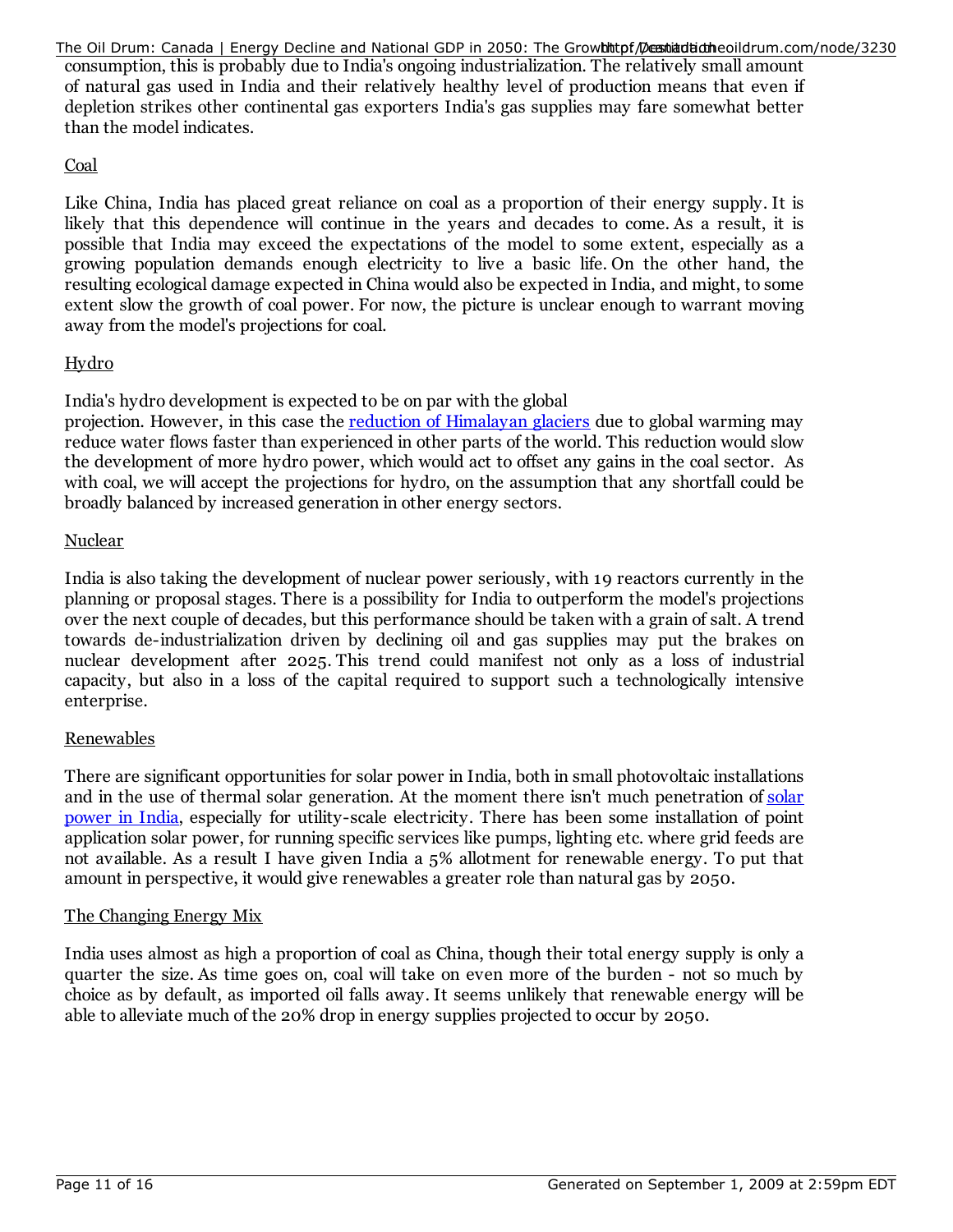consumption, this is probably due to India's ongoing industrialization. The relatively small amount of natural gas used in India and their relatively healthy level of production means that even if depletion strikes other continental gas exporters India's gas supplies may fare somewhat better than the model indicates.

### Coal

Like China, India has placed great reliance on coal as a proportion of their energy supply. It is likely that this dependence will continue in the years and decades to come. As a result, it is possible that India may exceed the expectations of the model to some extent, especially as a growing population demands enough electricity to live a basic life. On the other hand, the resulting ecological damage expected in China would also be expected in India, and might, to some extent slow the growth of coal power. For now, the picture is unclear enough to warrant moving away from the model's projections for coal.

### Hydro

India's hydro development is expected to be on par with the global projection. However, in this case the [reduction of Himalayan glaciers] due to global warming may reduce water flows faster than experienced in other parts of the world. This reduction would slow the development of more hydro power, which would act to offset any gains in the coal sector. As with coal, we will accept the projections for hydro, on the assumption that any shortfall could be broadly balanced by increased generation in other energy sectors.

### Nuclear

India is also taking the development of nuclear power seriously, with 19 reactors currently in the planning or proposal stages. There is a possibility for India to outperform the model's projections over the next couple of decades, but this performance should be taken with a grain of salt. A trend towards de-industrialization driven by declining oil and gas supplies may put the brakes on nuclear development after 2025. This trend could manifest not only as a loss of industrial capacity, but also in a loss of the capital required to support such a technologically intensive enterprise.

### Renewables

There are significant opportunities for solar power in India, both in small photovoltaic installations and in the use of thermal solar generation. At the moment there isn't much penetration of [solar power in India], especially for utility-scale electricity. There has been some installation of point application solar power, for running specific services like pumps, lighting etc. where grid feeds are not available. As a result I have given India a 5% allotment for renewable energy. To put that amount in perspective, it would give renewables a greater role than natural gas by 2050.

### The Changing Energy Mix

India uses almost as high a proportion of coal as China, though their total energy supply is only a quarter the size. As time goes on, coal will take on even more of the burden - not so much by choice as by default, as imported oil falls away. It seems unlikely that renewable energy will be able to alleviate much of the 20% drop in energy supplies projected to occur by 2050.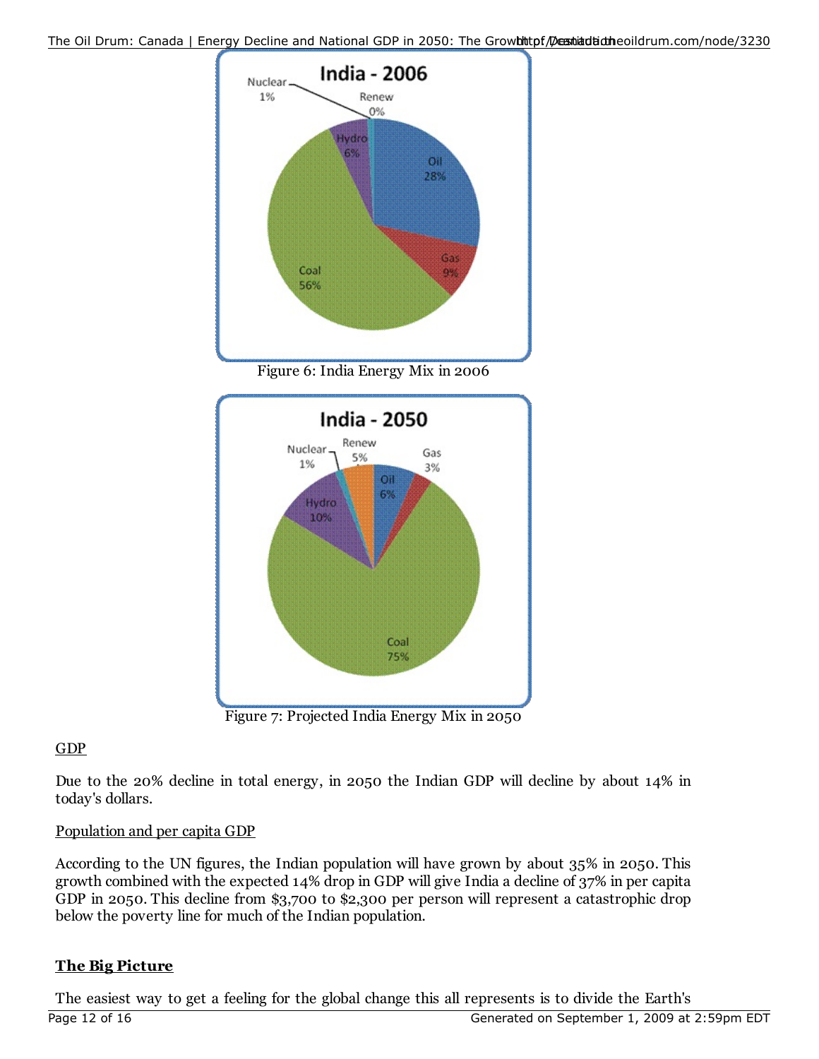Figure 6: India Energy Mix in 2006

Figure 7: Projected India Energy Mix in 2050

GDP

Due to the 20% decline in total energy, in 2050 the Indian GDP will decline by about 14% in today's dollars.

Population and per capita GDP

According to the UN figures, the Indian population will have grown by about 35% in 2050. This growth combined with the expected 14% drop in GDP will give India a decline of 37% in per capita GDP in 2050. This decline from $3,700 to $2,300 per person will represent a catastrophic drop below the poverty line for much of the Indian population.

## The Big Picture

The easiest way to get a feeling for the global change this all represents is to divide the Earth's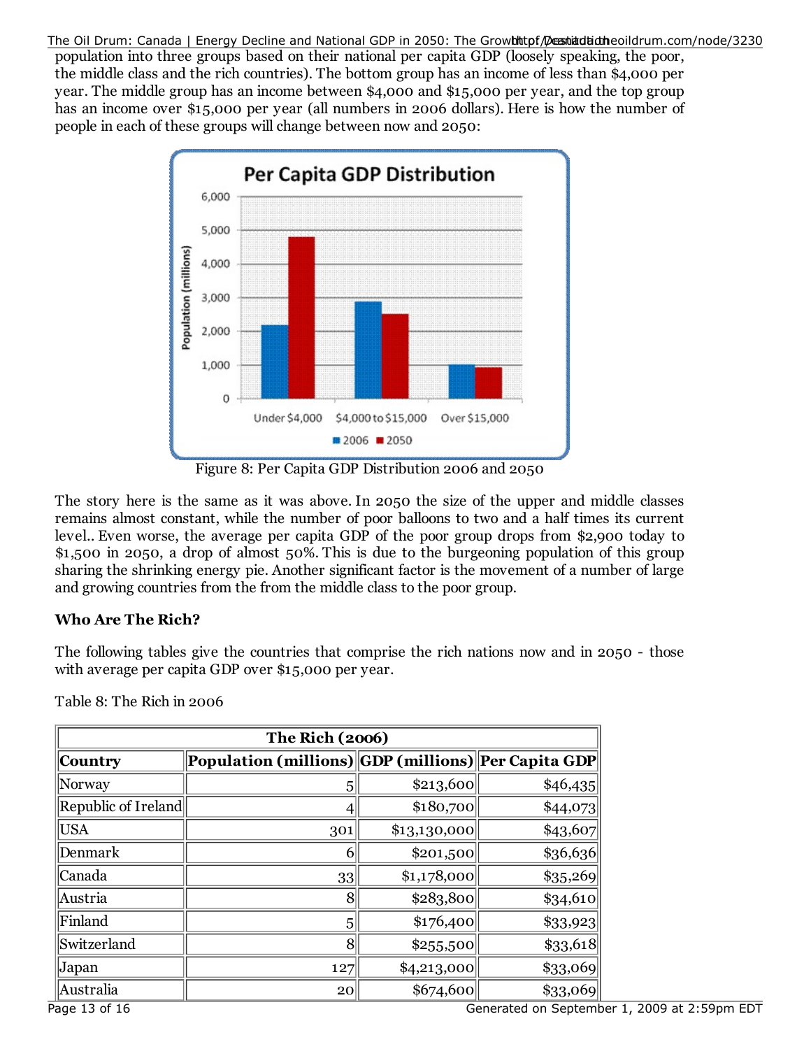population into three groups based on their national per capita GDP (loosely speaking, the poor, the middle class and the rich countries). The bottom group has an income of less than $4,000 per year. The middle group has an income between $4,000 and $15,000 per year, and the top group has an income over $15,000 per year (all numbers in 2006 dollars). Here is how the number of people in each of these groups will change between now and 2050:

Figure 8: Per Capita GDP Distribution 2006 and 2050

The story here is the same as it was above. In 2050 the size of the upper and middle classes remains almost constant, while the number of poor balloons to two and a half times its current level.. Even worse, the average per capita GDP of the poor group drops from $2,900 today to $1,500 in 2050, a drop of almost 50%. This is due to the burgeoning population of this group sharing the shrinking energy pie. Another significant factor is the movement of a number of large and growing countries from the from the middle class to the poor group.

### Who Are The Rich?

The following tables give the countries that comprise the rich nations now and in 2050 - those with average per capita GDP over $15,000 per year.

Table 8: The Rich in 2006

| The Rich (2006) | | | |
|---|---|---|---|
| **Country** | **Population (millions)** | **GDP (millions)** | **Per Capita GDP** |
| Norway | 5 | $213,600 | $46,435 |
| Republic of Ireland | 4 | $180,700 | $44,073 |
| USA | 301 | $13,130,000 | $43,607 |
| Denmark | 6 | $201,500 | $36,636 |
| Canada | 33 | $1,178,000 | $35,269 |
| Austria | 8 | $283,800 | $34,610 |
| Finland | 5 | $176,400 | $33,923 |
| Switzerland | 8 | $255,500 | $33,618 |
| Japan | 127 | $4,213,000 | $33,069 |
| Australia | 20 | $674,600 | $33,069 |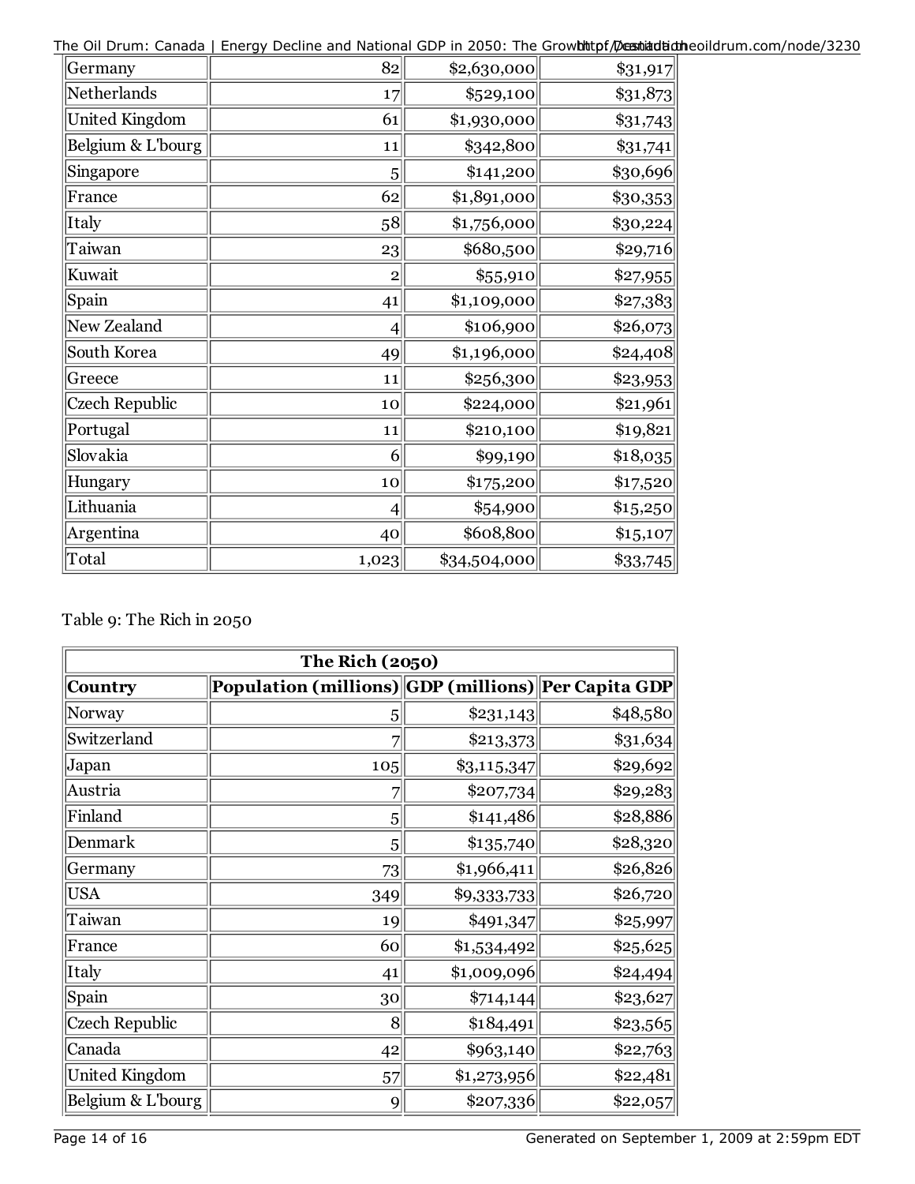| Germany | 82 | $2,630,000 | $31,917 |
|---|---|---|---|
| Netherlands | 17 | $529,100 | $31,873 |
| United Kingdom | 61 | $1,930,000 | $31,743 |
| Belgium & L'bourg | 11 | $342,800 | $31,741 |
| Singapore | 5 | $141,200 | $30,696 |
| France | 62 | $1,891,000 | $30,353 |
| Italy | 58 | $1,756,000 | $30,224 |
| Taiwan | 23 | $680,500 | $29,716 |
| Kuwait | 2 | $55,910 | $27,955 |
| Spain | 41 | $1,109,000 | $27,383 |
| New Zealand | 4 | $106,900 | $26,073 |
| South Korea | 49 | $1,196,000 | $24,408 |
| Greece | 11 | $256,300 | $23,953 |
| Czech Republic | 10 | $224,000 | $21,961 |
| Portugal | 11 | $210,100 | $19,821 |
| Slovakia | 6 | $99,190 | $18,035 |
| Hungary | 10 | $175,200 | $17,520 |
| Lithuania | 4 | $54,900 | $15,250 |
| Argentina | 40 | $608,800 | $15,107 |
| Total | 1,023 | $34,504,000 | $33,745 |

Table 9: The Rich in 2050

| The Rich (2050) | | | |
|---|---|---|---|
| **Country** | **Population (millions)** | **GDP (millions)** | **Per Capita GDP** |
| Norway | 5 | $231,143 | $48,580 |
| Switzerland | 7 | $213,373 | $31,634 |
| Japan | 105 | $3,115,347 | $29,692 |
| Austria | 7 | $207,734 | $29,283 |
| Finland | 5 | $141,486 | $28,886 |
| Denmark | 5 | $135,740 | $28,320 |
| Germany | 73 | $1,966,411 | $26,826 |
| USA | 349 | $9,333,733 | $26,720 |
| Taiwan | 19 | $491,347 | $25,997 |
| France | 60 | $1,534,492 | $25,625 |
| Italy | 41 | $1,009,096 | $24,494 |
| Spain | 30 | $714,144 | $23,627 |
| Czech Republic | 8 | $184,491 | $23,565 |
| Canada | 42 | $963,140 | $22,763 |
| United Kingdom | 57 | $1,273,956 | $22,481 |
| Belgium & L'bourg | 9 | $207,336 | $22,057 |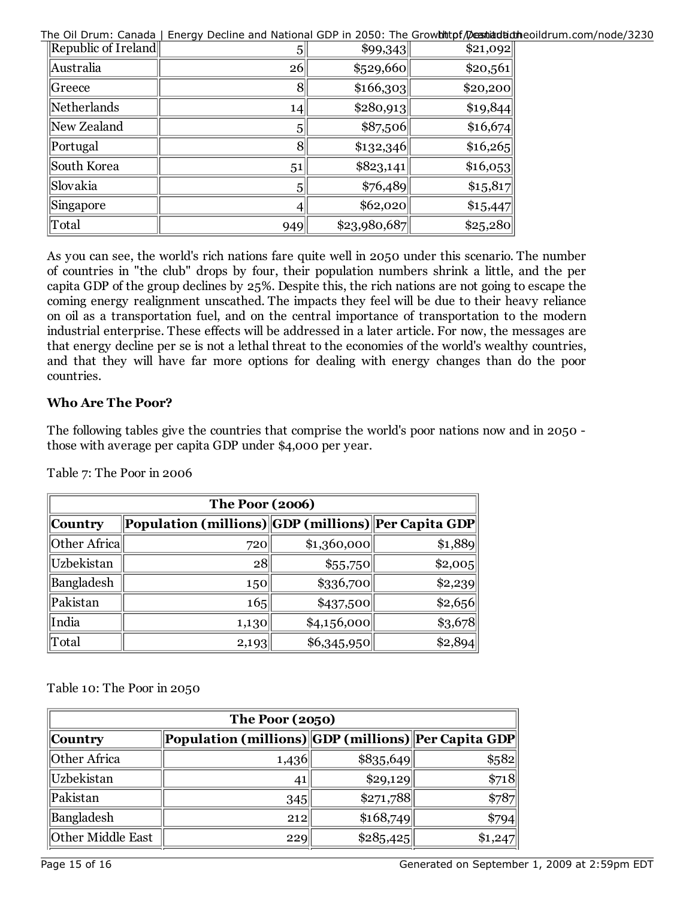| Republic of Ireland | 5 | $99,343 | $21,092 |
|---|---|---|---|
| Australia | 26 | $529,660 | $20,561 |
| Greece | 8 | $166,303 | $20,200 |
| Netherlands | 14 | $280,913 | $19,844 |
| New Zealand | 5 | $87,506 | $16,674 |
| Portugal | 8 | $132,346 | $16,265 |
| South Korea | 51 | $823,141 | $16,053 |
| Slovakia | 5 | $76,489 | $15,817 |
| Singapore | 4 | $62,020 | $15,447 |
| Total | 949 | $23,980,687 | $25,280 |

As you can see, the world's rich nations fare quite well in 2050 under this scenario. The number of countries in "the club" drops by four, their population numbers shrink a little, and the per capita GDP of the group declines by 25%. Despite this, the rich nations are not going to escape the coming energy realignment unscathed. The impacts they feel will be due to their heavy reliance on oil as a transportation fuel, and on the central importance of transportation to the modern industrial enterprise. These effects will be addressed in a later article. For now, the messages are that energy decline per se is not a lethal threat to the economies of the world's wealthy countries, and that they will have far more options for dealing with energy changes than do the poor countries.

**Who Are The Poor?**

The following tables give the countries that comprise the world's poor nations now and in 2050 - those with average per capita GDP under $4,000 per year.

Table 7: The Poor in 2006

| The Poor (2006) | | | |
|---|---|---|---|
| **Country** | **Population (millions)** | **GDP (millions)** | **Per Capita GDP** |
| Other Africa | 720 | $1,360,000 | $1,889 |
| Uzbekistan | 28 | $55,750 | $2,005 |
| Bangladesh | 150 | $336,700 | $2,239 |
| Pakistan | 165 | $437,500 | $2,656 |
| India | 1,130 | $4,156,000 | $3,678 |
| Total | 2,193 | $6,345,950 | $2,894 |

Table 10: The Poor in 2050

| The Poor (2050) | | | |
|---|---|---|---|
| **Country** | **Population (millions)** | **GDP (millions)** | **Per Capita GDP** |
| Other Africa | 1,436 | $835,649 | $582 |
| Uzbekistan | 41 | $29,129 | $718 |
| Pakistan | 345 | $271,788 | $787 |
| Bangladesh | 212 | $168,749 | $794 |
| Other Middle East | 229 | $285,425 | $1,247 |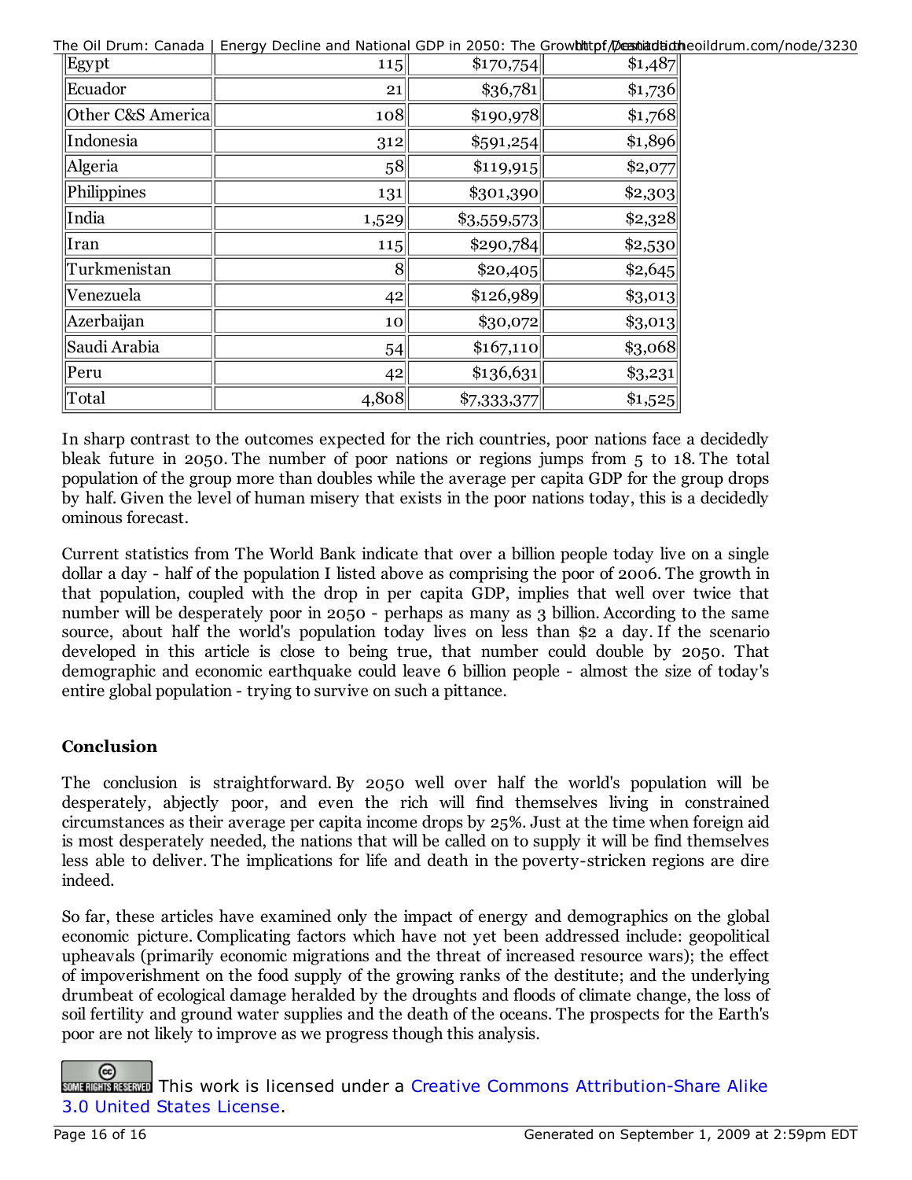| | | | |
|---|---|---|---|
| Egypt | 115 | $170,754 | $1,487 |
| Ecuador | 21 | $36,781 | $1,736 |
| Other C&S America | 108 | $190,978 | $1,768 |
| Indonesia | 312 | $591,254 | $1,896 |
| Algeria | 58 | $119,915 | $2,077 |
| Philippines | 131 | $301,390 | $2,303 |
| India | 1,529 | $3,559,573 | $2,328 |
| Iran | 115 | $290,784 | $2,530 |
| Turkmenistan | 8 | $20,405 | $2,645 |
| Venezuela | 42 | $126,989 | $3,013 |
| Azerbaijan | 10 | $30,072 | $3,013 |
| Saudi Arabia | 54 | $167,110 | $3,068 |
| Peru | 42 | $136,631 | $3,231 |
| Total | 4,808 | $7,333,377 | $1,525 |

In sharp contrast to the outcomes expected for the rich countries, poor nations face a decidedly bleak future in 2050. The number of poor nations or regions jumps from 5 to 18. The total population of the group more than doubles while the average per capita GDP for the group drops by half. Given the level of human misery that exists in the poor nations today, this is a decidedly ominous forecast.

Current statistics from The World Bank indicate that over a billion people today live on a single dollar a day - half of the population I listed above as comprising the poor of 2006. The growth in that population, coupled with the drop in per capita GDP, implies that well over twice that number will be desperately poor in 2050 - perhaps as many as 3 billion. According to the same source, about half the world's population today lives on less than $2 a day. If the scenario developed in this article is close to being true, that number could double by 2050. That demographic and economic earthquake could leave 6 billion people - almost the size of today's entire global population - trying to survive on such a pittance.

**Conclusion**

The conclusion is straightforward. By 2050 well over half the world's population will be desperately, abjectly poor, and even the rich will find themselves living in constrained circumstances as their average per capita income drops by 25%. Just at the time when foreign aid is most desperately needed, the nations that will be called on to supply it will be find themselves less able to deliver. The implications for life and death in the poverty-stricken regions are dire indeed.

So far, these articles have examined only the impact of energy and demographics on the global economic picture. Complicating factors which have not yet been addressed include: geopolitical upheavals (primarily economic migrations and the threat of increased resource wars); the effect of impoverishment on the food supply of the growing ranks of the destitute; and the underlying drumbeat of ecological damage heralded by the droughts and floods of climate change, the loss of soil fertility and ground water supplies and the death of the oceans. The prospects for the Earth's poor are not likely to improve as we progress though this analysis.

SOME RIGHTS RESERVED This work is licensed under a Creative Commons Attribution-Share Alike 3.0 United States License.